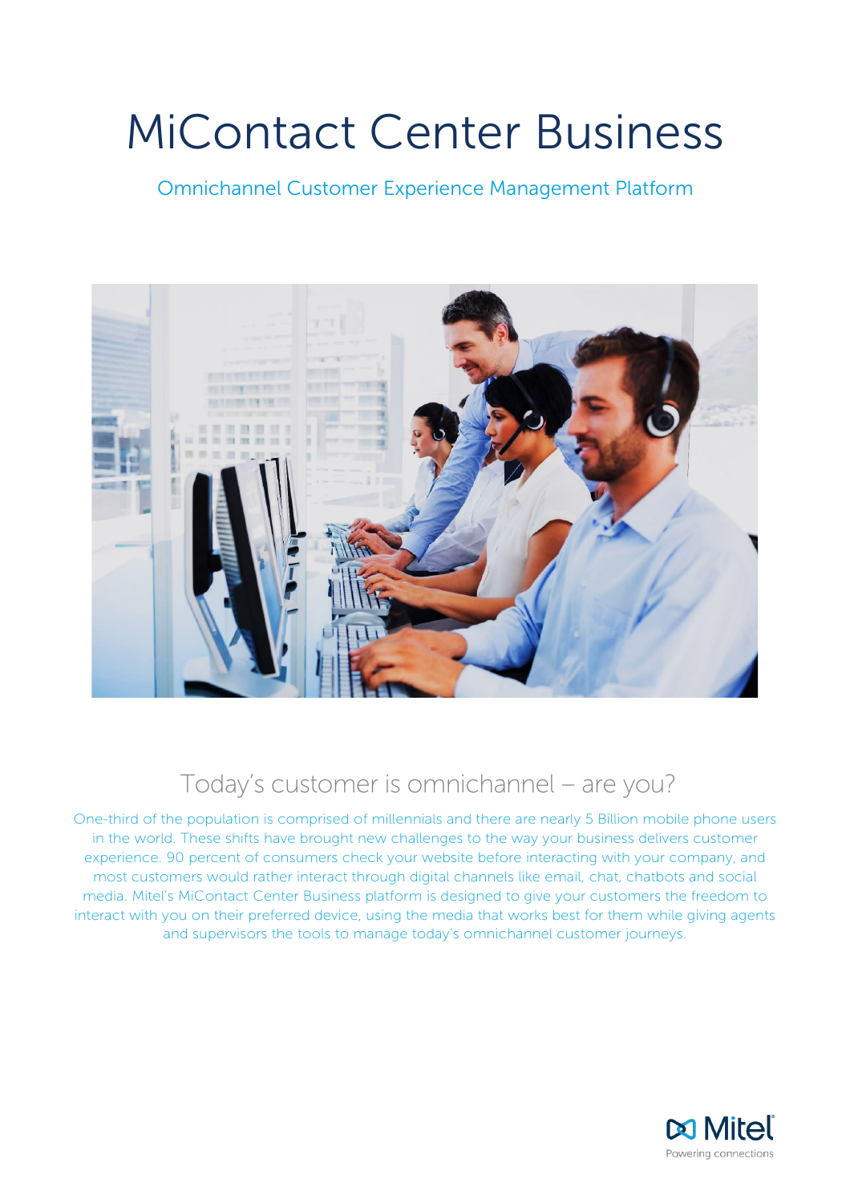# MiContact Center Business

Omnichannel Customer Experience Management Platform

## Today's customer is omnichannel – are you?

One-third of the population is comprised of millennials and there are nearly 5 Billion mobile phone users in the world. These shifts have brought new challenges to the way your business delivers customer experience. 90 percent of consumers check your website before interacting with your company, and most customers would rather interact through digital channels like email, chat, chatbots and social media. Mitel's MiContact Center Business platform is designed to give your customers the freedom to interact with you on their preferred device, using the media that works best for them while giving agents and supervisors the tools to manage today's omnichannel customer journeys.

Mitel
Powering connections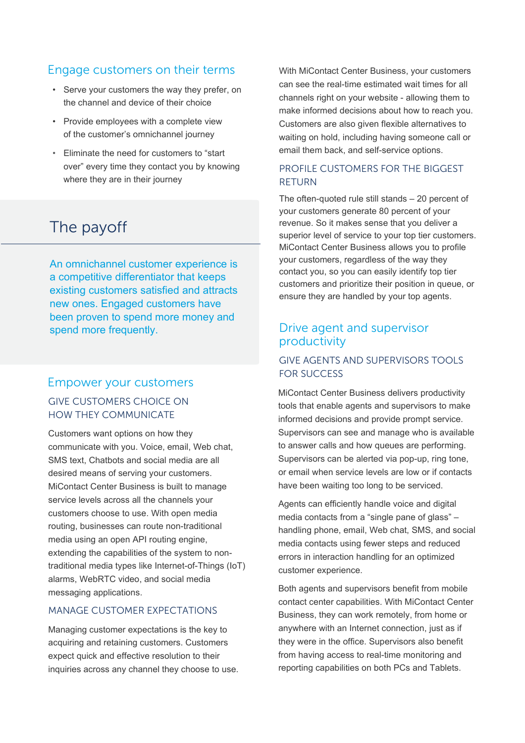## Engage customers on their terms

- Serve your customers the way they prefer, on the channel and device of their choice
- Provide employees with a complete view of the customer's omnichannel journey
- Eliminate the need for customers to "start over" every time they contact you by knowing where they are in their journey

## The payoff

An omnichannel customer experience is a competitive differentiator that keeps existing customers satisfied and attracts new ones. Engaged customers have been proven to spend more money and spend more frequently.

## Empower your customers

### GIVE CUSTOMERS CHOICE ON HOW THEY COMMUNICATE

Customers want options on how they communicate with you. Voice, email, Web chat, SMS text, Chatbots and social media are all desired means of serving your customers. MiContact Center Business is built to manage service levels across all the channels your customers choose to use. With open media routing, businesses can route non-traditional media using an open API routing engine, extending the capabilities of the system to non-traditional media types like Internet-of-Things (IoT) alarms, WebRTC video, and social media messaging applications.

### MANAGE CUSTOMER EXPECTATIONS

Managing customer expectations is the key to acquiring and retaining customers. Customers expect quick and effective resolution to their inquiries across any channel they choose to use.

With MiContact Center Business, your customers can see the real-time estimated wait times for all channels right on your website - allowing them to make informed decisions about how to reach you. Customers are also given flexible alternatives to waiting on hold, including having someone call or email them back, and self-service options.

### PROFILE CUSTOMERS FOR THE BIGGEST RETURN

The often-quoted rule still stands – 20 percent of your customers generate 80 percent of your revenue. So it makes sense that you deliver a superior level of service to your top tier customers. MiContact Center Business allows you to profile your customers, regardless of the way they contact you, so you can easily identify top tier customers and prioritize their position in queue, or ensure they are handled by your top agents.

## Drive agent and supervisor productivity

### GIVE AGENTS AND SUPERVISORS TOOLS FOR SUCCESS

MiContact Center Business delivers productivity tools that enable agents and supervisors to make informed decisions and provide prompt service. Supervisors can see and manage who is available to answer calls and how queues are performing. Supervisors can be alerted via pop-up, ring tone, or email when service levels are low or if contacts have been waiting too long to be serviced.

Agents can efficiently handle voice and digital media contacts from a "single pane of glass" – handling phone, email, Web chat, SMS, and social media contacts using fewer steps and reduced errors in interaction handling for an optimized customer experience.

Both agents and supervisors benefit from mobile contact center capabilities. With MiContact Center Business, they can work remotely, from home or anywhere with an Internet connection, just as if they were in the office. Supervisors also benefit from having access to real-time monitoring and reporting capabilities on both PCs and Tablets.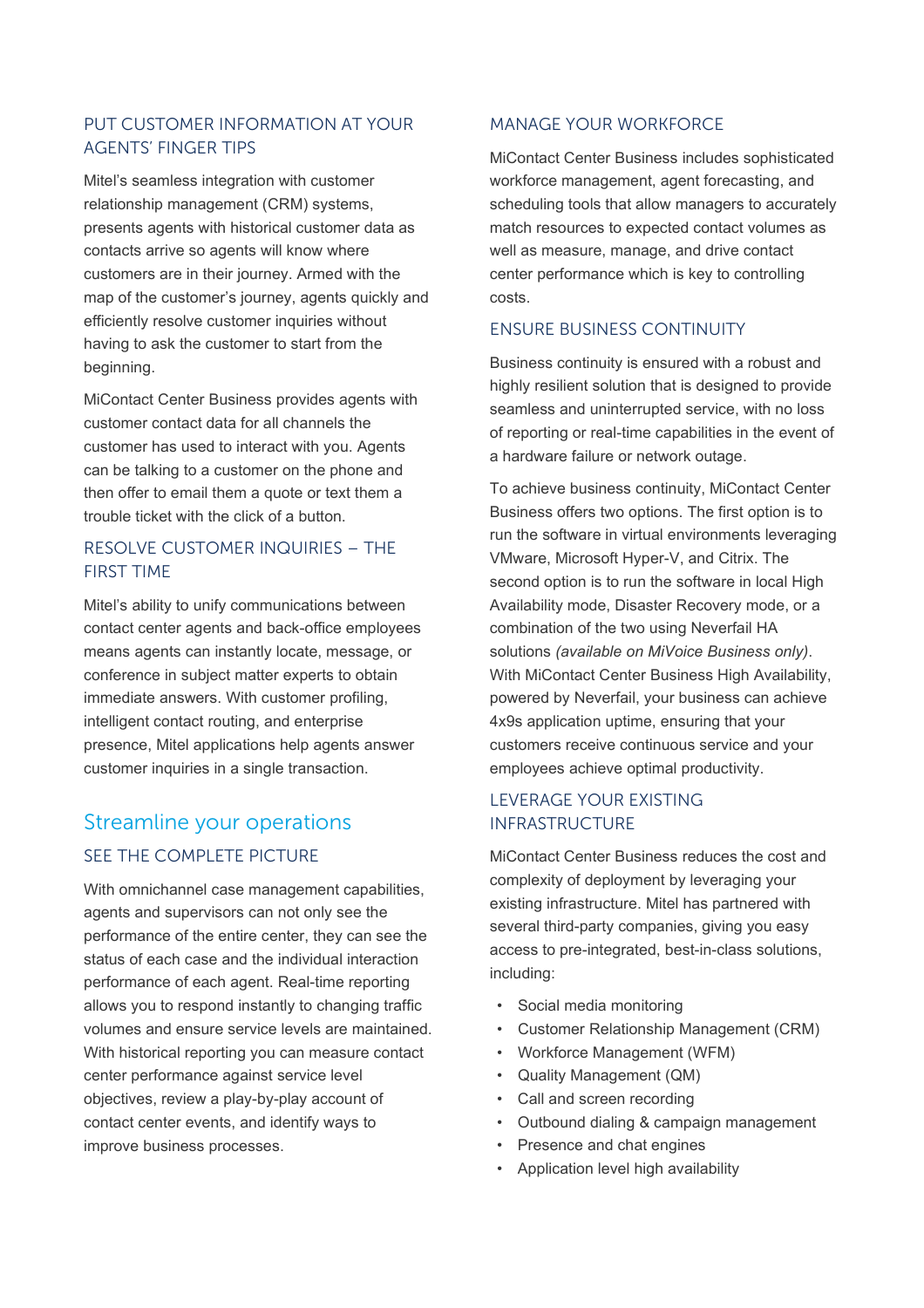### PUT CUSTOMER INFORMATION AT YOUR AGENTS' FINGER TIPS

Mitel's seamless integration with customer relationship management (CRM) systems, presents agents with historical customer data as contacts arrive so agents will know where customers are in their journey. Armed with the map of the customer's journey, agents quickly and efficiently resolve customer inquiries without having to ask the customer to start from the beginning.

MiContact Center Business provides agents with customer contact data for all channels the customer has used to interact with you. Agents can be talking to a customer on the phone and then offer to email them a quote or text them a trouble ticket with the click of a button.

### RESOLVE CUSTOMER INQUIRIES – THE FIRST TIME

Mitel's ability to unify communications between contact center agents and back-office employees means agents can instantly locate, message, or conference in subject matter experts to obtain immediate answers. With customer profiling, intelligent contact routing, and enterprise presence, Mitel applications help agents answer customer inquiries in a single transaction.

## Streamline your operations

### SEE THE COMPLETE PICTURE

With omnichannel case management capabilities, agents and supervisors can not only see the performance of the entire center, they can see the status of each case and the individual interaction performance of each agent. Real-time reporting allows you to respond instantly to changing traffic volumes and ensure service levels are maintained. With historical reporting you can measure contact center performance against service level objectives, review a play-by-play account of contact center events, and identify ways to improve business processes.

### MANAGE YOUR WORKFORCE

MiContact Center Business includes sophisticated workforce management, agent forecasting, and scheduling tools that allow managers to accurately match resources to expected contact volumes as well as measure, manage, and drive contact center performance which is key to controlling costs.

### ENSURE BUSINESS CONTINUITY

Business continuity is ensured with a robust and highly resilient solution that is designed to provide seamless and uninterrupted service, with no loss of reporting or real-time capabilities in the event of a hardware failure or network outage.

To achieve business continuity, MiContact Center Business offers two options. The first option is to run the software in virtual environments leveraging VMware, Microsoft Hyper-V, and Citrix. The second option is to run the software in local High Availability mode, Disaster Recovery mode, or a combination of the two using Neverfail HA solutions *(available on MiVoice Business only)*. With MiContact Center Business High Availability, powered by Neverfail, your business can achieve 4x9s application uptime, ensuring that your customers receive continuous service and your employees achieve optimal productivity.

### LEVERAGE YOUR EXISTING INFRASTRUCTURE

MiContact Center Business reduces the cost and complexity of deployment by leveraging your existing infrastructure. Mitel has partnered with several third-party companies, giving you easy access to pre-integrated, best-in-class solutions, including:

- Social media monitoring
- Customer Relationship Management (CRM)
- Workforce Management (WFM)
- Quality Management (QM)
- Call and screen recording
- Outbound dialing & campaign management
- Presence and chat engines
- Application level high availability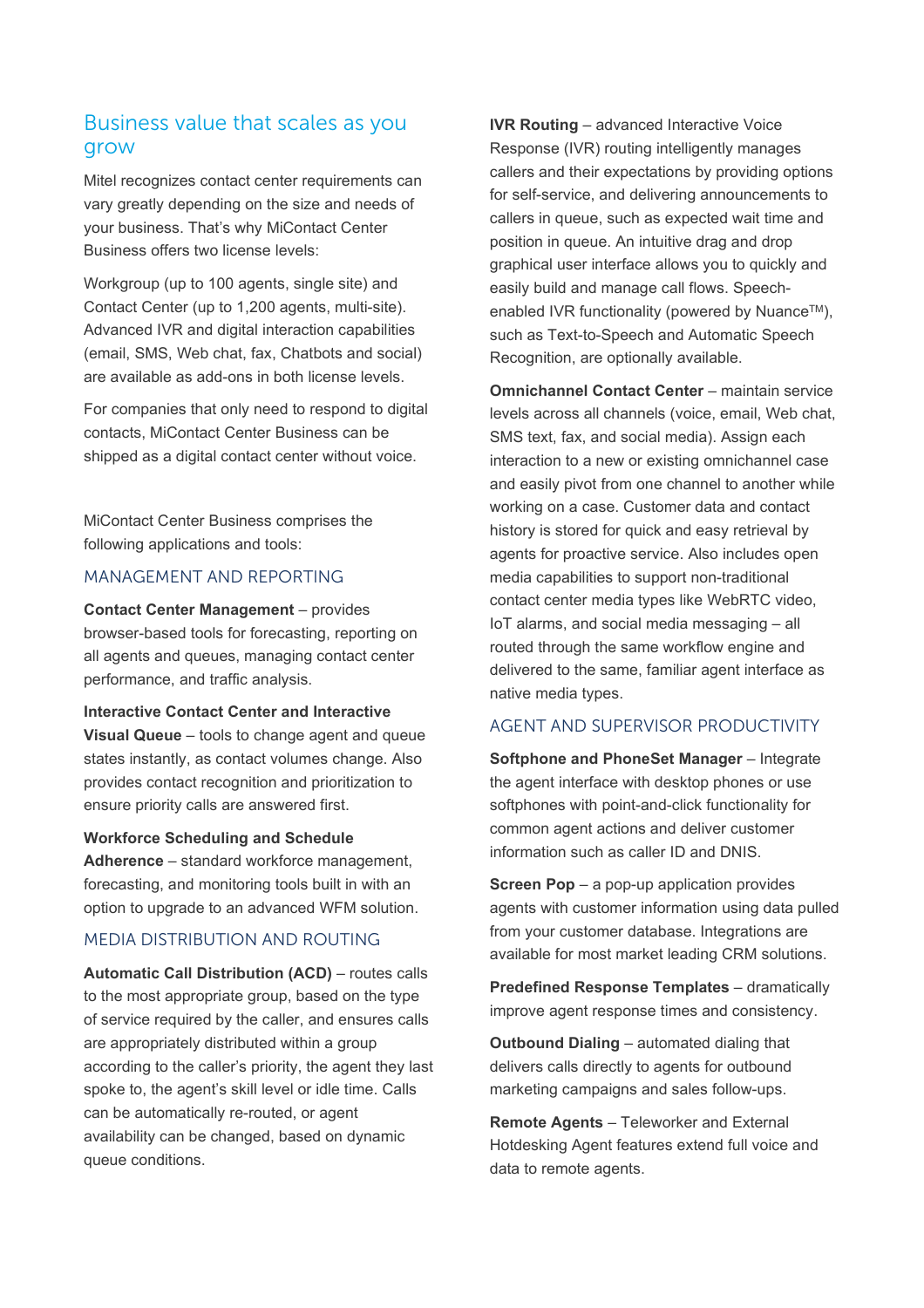## Business value that scales as you grow

Mitel recognizes contact center requirements can vary greatly depending on the size and needs of your business. That's why MiContact Center Business offers two license levels:

Workgroup (up to 100 agents, single site) and Contact Center (up to 1,200 agents, multi-site). Advanced IVR and digital interaction capabilities (email, SMS, Web chat, fax, Chatbots and social) are available as add-ons in both license levels.

For companies that only need to respond to digital contacts, MiContact Center Business can be shipped as a digital contact center without voice.

MiContact Center Business comprises the following applications and tools:

### MANAGEMENT AND REPORTING

**Contact Center Management** – provides browser-based tools for forecasting, reporting on all agents and queues, managing contact center performance, and traffic analysis.

**Interactive Contact Center and Interactive Visual Queue** – tools to change agent and queue states instantly, as contact volumes change. Also provides contact recognition and prioritization to ensure priority calls are answered first.

**Workforce Scheduling and Schedule Adherence** – standard workforce management, forecasting, and monitoring tools built in with an option to upgrade to an advanced WFM solution.

### MEDIA DISTRIBUTION AND ROUTING

**Automatic Call Distribution (ACD)** – routes calls to the most appropriate group, based on the type of service required by the caller, and ensures calls are appropriately distributed within a group according to the caller's priority, the agent they last spoke to, the agent's skill level or idle time. Calls can be automatically re-routed, or agent availability can be changed, based on dynamic queue conditions.

**IVR Routing** – advanced Interactive Voice Response (IVR) routing intelligently manages callers and their expectations by providing options for self-service, and delivering announcements to callers in queue, such as expected wait time and position in queue. An intuitive drag and drop graphical user interface allows you to quickly and easily build and manage call flows. Speech-enabled IVR functionality (powered by Nuance™), such as Text-to-Speech and Automatic Speech Recognition, are optionally available.

**Omnichannel Contact Center** – maintain service levels across all channels (voice, email, Web chat, SMS text, fax, and social media). Assign each interaction to a new or existing omnichannel case and easily pivot from one channel to another while working on a case. Customer data and contact history is stored for quick and easy retrieval by agents for proactive service. Also includes open media capabilities to support non-traditional contact center media types like WebRTC video, IoT alarms, and social media messaging – all routed through the same workflow engine and delivered to the same, familiar agent interface as native media types.

### AGENT AND SUPERVISOR PRODUCTIVITY

**Softphone and PhoneSet Manager** – Integrate the agent interface with desktop phones or use softphones with point-and-click functionality for common agent actions and deliver customer information such as caller ID and DNIS.

**Screen Pop** – a pop-up application provides agents with customer information using data pulled from your customer database. Integrations are available for most market leading CRM solutions.

**Predefined Response Templates** – dramatically improve agent response times and consistency.

**Outbound Dialing** – automated dialing that delivers calls directly to agents for outbound marketing campaigns and sales follow-ups.

**Remote Agents** – Teleworker and External Hotdesking Agent features extend full voice and data to remote agents.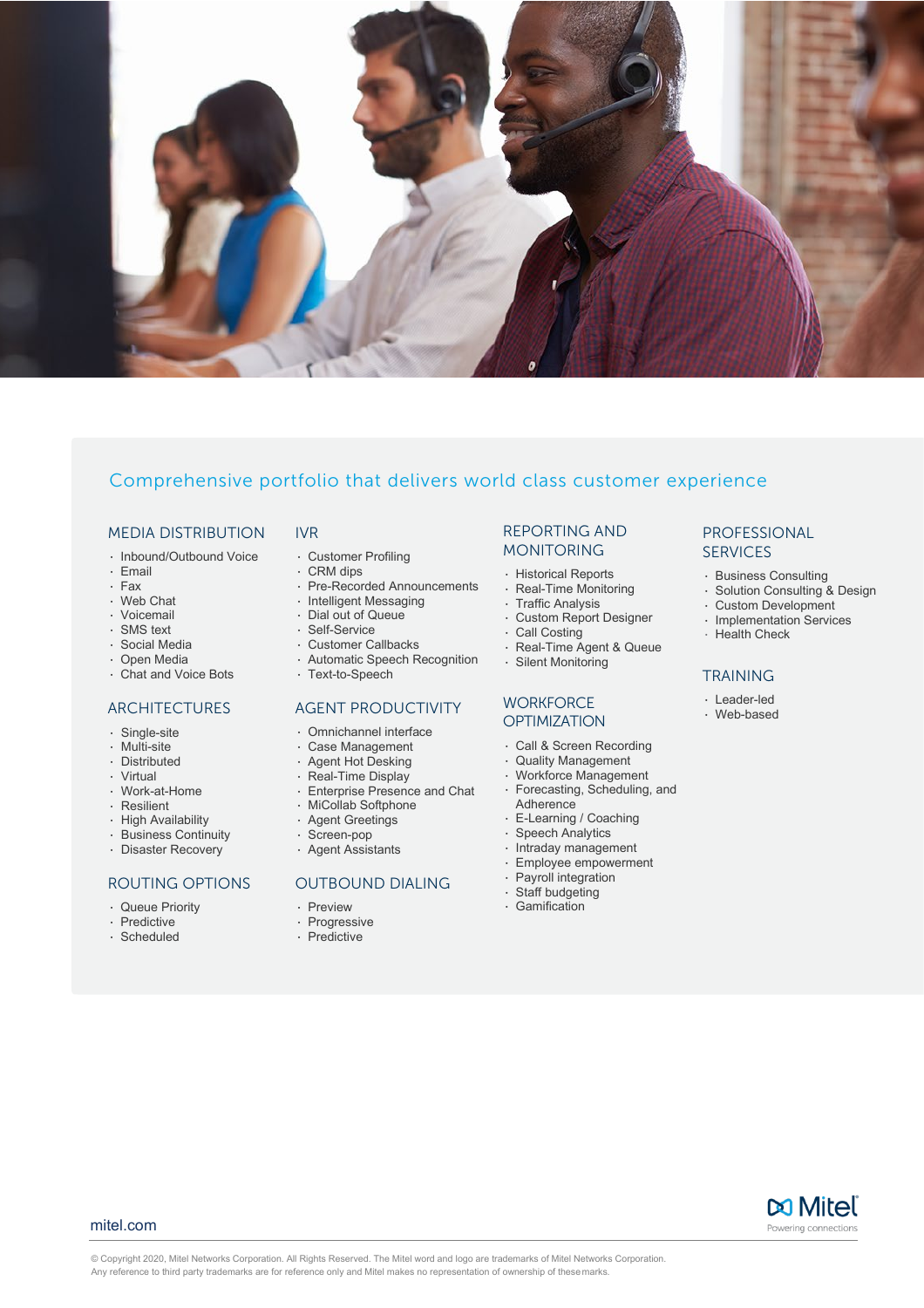## Comprehensive portfolio that delivers world class customer experience

### MEDIA DISTRIBUTION

- Inbound/Outbound Voice
- Email
- Fax
- Web Chat
- Voicemail
- SMS text
- Social Media
- Open Media
- Chat and Voice Bots

### ARCHITECTURES

- Single-site
- Multi-site
- Distributed
- Virtual
- Work-at-Home
- Resilient
- High Availability
- Business Continuity
- Disaster Recovery

### ROUTING OPTIONS

- Queue Priority
- Predictive
- Scheduled

### IVR

- Customer Profiling
- CRM dips
- Pre-Recorded Announcements
- Intelligent Messaging
- Dial out of Queue
- Self-Service
- Customer Callbacks
- Automatic Speech Recognition
- Text-to-Speech

### AGENT PRODUCTIVITY

- Omnichannel interface
- Case Management
- Agent Hot Desking
- Real-Time Display
- Enterprise Presence and Chat
- MiCollab Softphone
- Agent Greetings
- Screen-pop
- Agent Assistants

### OUTBOUND DIALING

- Preview
- Progressive
- Predictive

### REPORTING AND MONITORING

- Historical Reports
- Real-Time Monitoring
- Traffic Analysis
- Custom Report Designer
- Call Costing
- Real-Time Agent & Queue
- Silent Monitoring

### WORKFORCE OPTIMIZATION

- Call & Screen Recording
- Quality Management
- Workforce Management
- Forecasting, Scheduling, and Adherence
- E-Learning / Coaching
- Speech Analytics
- Intraday management
- Employee empowerment
- Payroll integration
- Staff budgeting
- Gamification

### PROFESSIONAL SERVICES

- Business Consulting
- Solution Consulting & Design
- Custom Development
- Implementation Services
- Health Check

### TRAINING

- Leader-led
- Web-based

mitel.com

Mitel
Powering connections

© Copyright 2020, Mitel Networks Corporation. All Rights Reserved. The Mitel word and logo are trademarks of Mitel Networks Corporation.
Any reference to third party trademarks are for reference only and Mitel makes no representation of ownership of these marks.